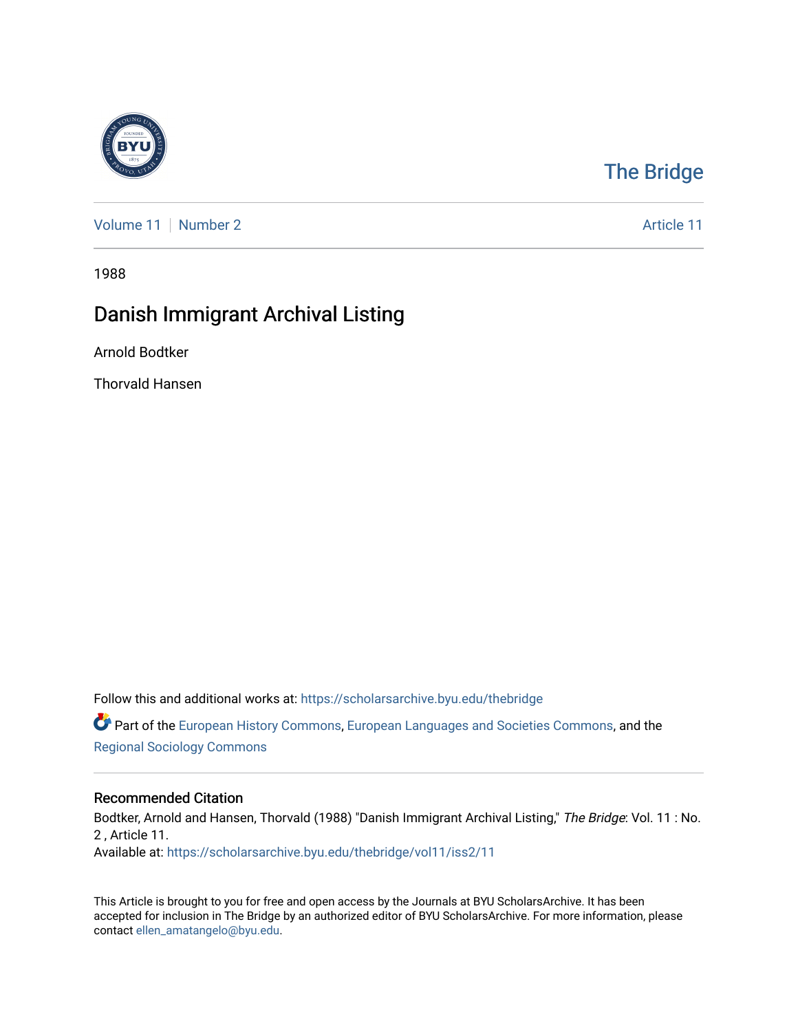The Bridge

Volume 11 | Number 2 Article 11

1988

# Danish Immigrant Archival Listing

Arnold Bodtker

Thorvald Hansen

Follow this and additional works at: https://scholarsarchive.byu.edu/thebridge

Part of the European History Commons, European Languages and Societies Commons, and the Regional Sociology Commons

## Recommended Citation

Bodtker, Arnold and Hansen, Thorvald (1988) "Danish Immigrant Archival Listing," *The Bridge*: Vol. 11 : No. 2 , Article 11.
Available at: https://scholarsarchive.byu.edu/thebridge/vol11/iss2/11

This Article is brought to you for free and open access by the Journals at BYU ScholarsArchive. It has been accepted for inclusion in The Bridge by an authorized editor of BYU ScholarsArchive. For more information, please contact ellen_amatangelo@byu.edu.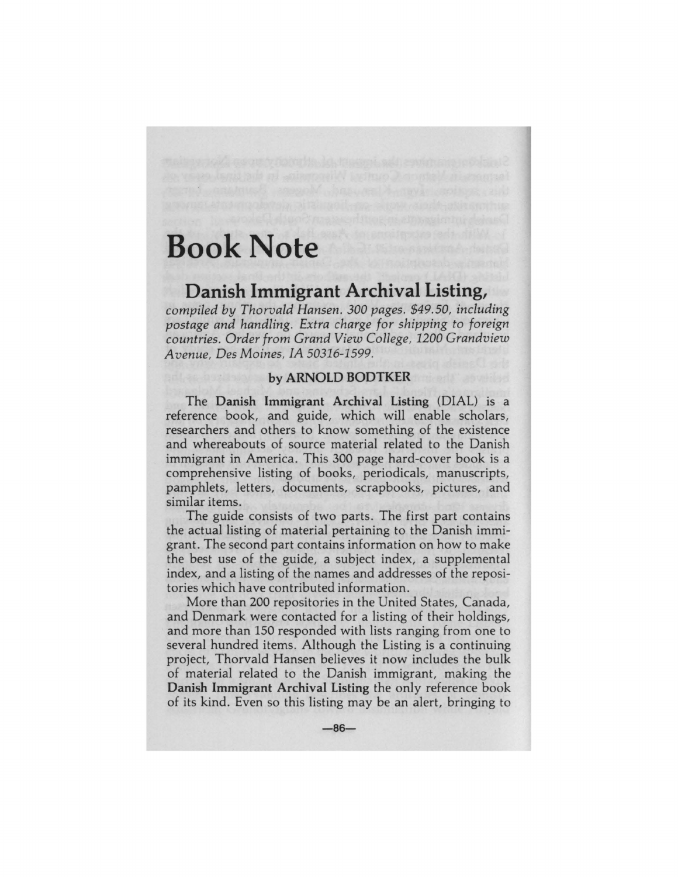# Book Note

## Danish Immigrant Archival Listing,

*compiled by Thorvald Hansen. 300 pages. $49.50, including postage and handling. Extra charge for shipping to foreign countries. Order from Grand View College, 1200 Grandview Avenue, Des Moines, IA 50316-1599.*

### by ARNOLD BODTKER

The **Danish Immigrant Archival Listing** (DIAL) is a reference book, and guide, which will enable scholars, researchers and others to know something of the existence and whereabouts of source material related to the Danish immigrant in America. This 300 page hard-cover book is a comprehensive listing of books, periodicals, manuscripts, pamphlets, letters, documents, scrapbooks, pictures, and similar items.

The guide consists of two parts. The first part contains the actual listing of material pertaining to the Danish immigrant. The second part contains information on how to make the best use of the guide, a subject index, a supplemental index, and a listing of the names and addresses of the repositories which have contributed information.

More than 200 repositories in the United States, Canada, and Denmark were contacted for a listing of their holdings, and more than 150 responded with lists ranging from one to several hundred items. Although the Listing is a continuing project, Thorvald Hansen believes it now includes the bulk of material related to the Danish immigrant, making the **Danish Immigrant Archival Listing** the only reference book of its kind. Even so this listing may be an alert, bringing to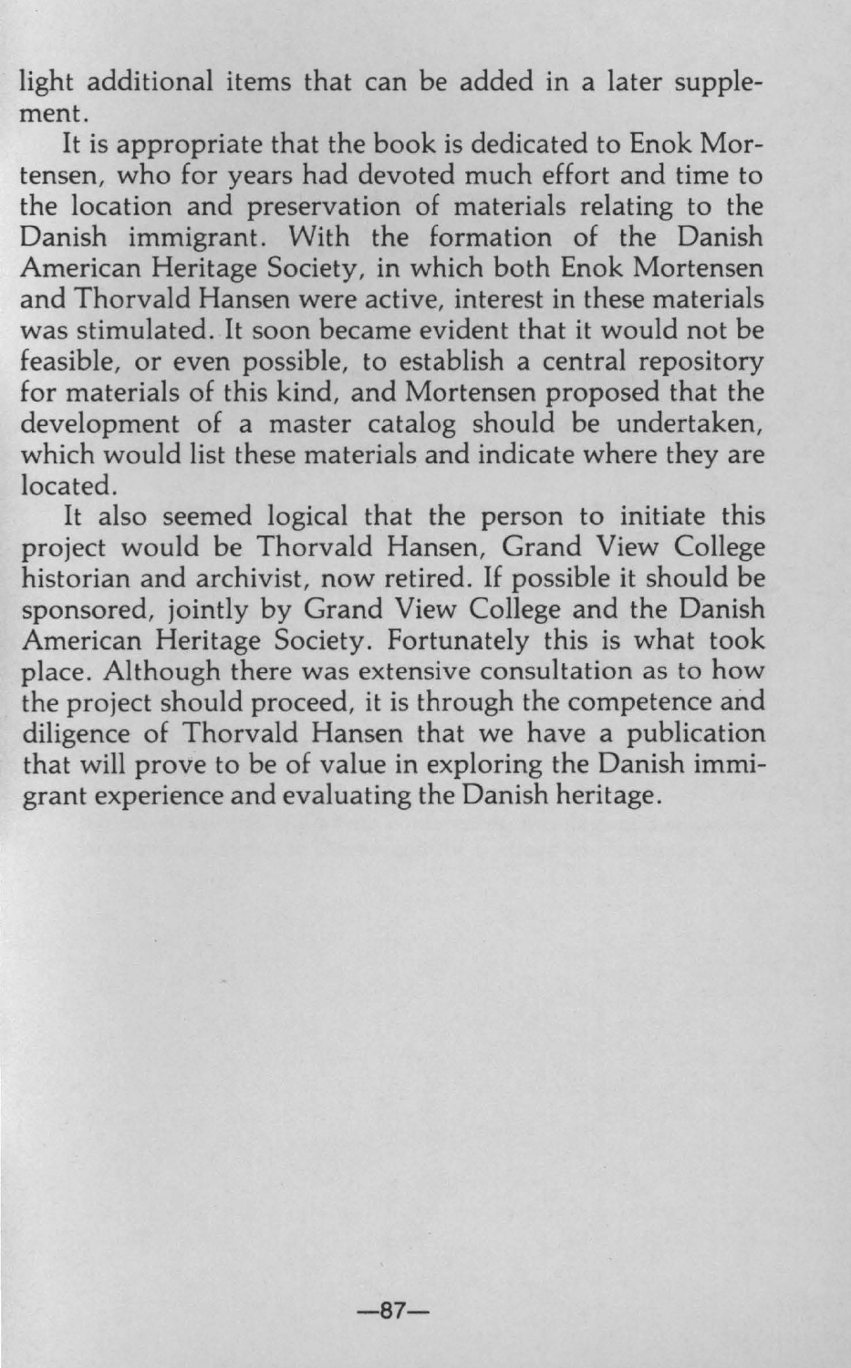light additional items that can be added in a later supplement.

It is appropriate that the book is dedicated to Enok Mortensen, who for years had devoted much effort and time to the location and preservation of materials relating to the Danish immigrant. With the formation of the Danish American Heritage Society, in which both Enok Mortensen and Thorvald Hansen were active, interest in these materials was stimulated. It soon became evident that it would not be feasible, or even possible, to establish a central repository for materials of this kind, and Mortensen proposed that the development of a master catalog should be undertaken, which would list these materials and indicate where they are located.

It also seemed logical that the person to initiate this project would be Thorvald Hansen, Grand View College historian and archivist, now retired. If possible it should be sponsored, jointly by Grand View College and the Danish American Heritage Society. Fortunately this is what took place. Although there was extensive consultation as to how the project should proceed, it is through the competence and diligence of Thorvald Hansen that we have a publication that will prove to be of value in exploring the Danish immigrant experience and evaluating the Danish heritage.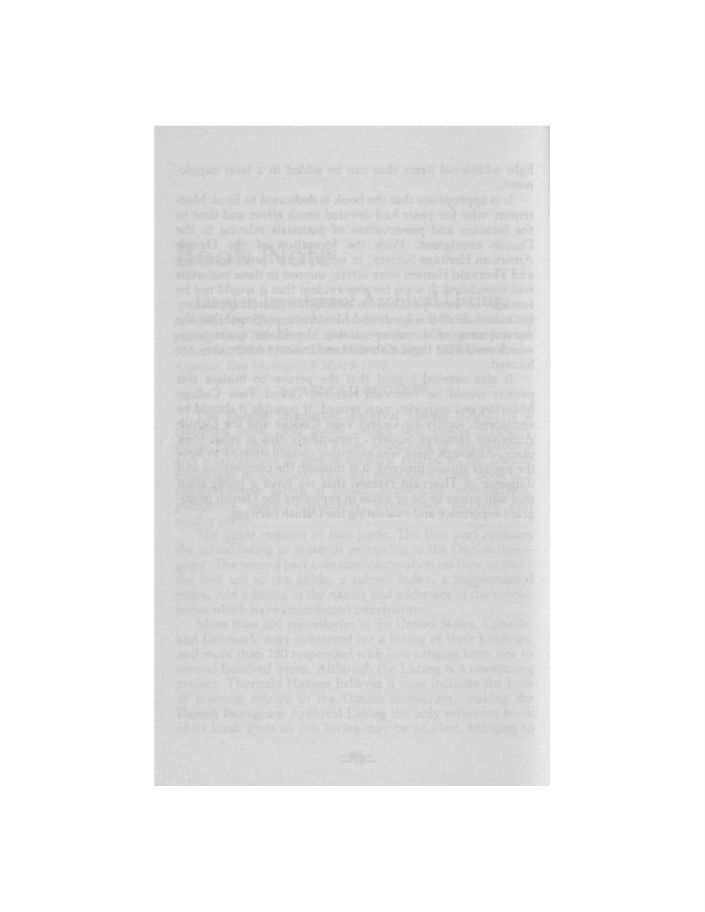*Avenue, Des Moines, IA 50316-1599.*

The guide consists of two parts. The first part contains the actual listing of material pertaining to the Danish immigrant. The second part contains information on how to make the best use of the guide, a subject index, a supplemental index, and a listing of the names and addresses of the repositories which have contributed information.

More than 200 repositories in the United States, Canada and Denmark were contacted for a listing of their holdings, and more than 150 responded with lists ranging from one to several hundred items. Although the Listing is a continuing project, Thorvald Hansen believes it now includes the bulk of material related to the Danish immigrant, making the Danish Immigrant Archival Listing the only reference book of its kind. Even so this listing may be an alert, bringing to